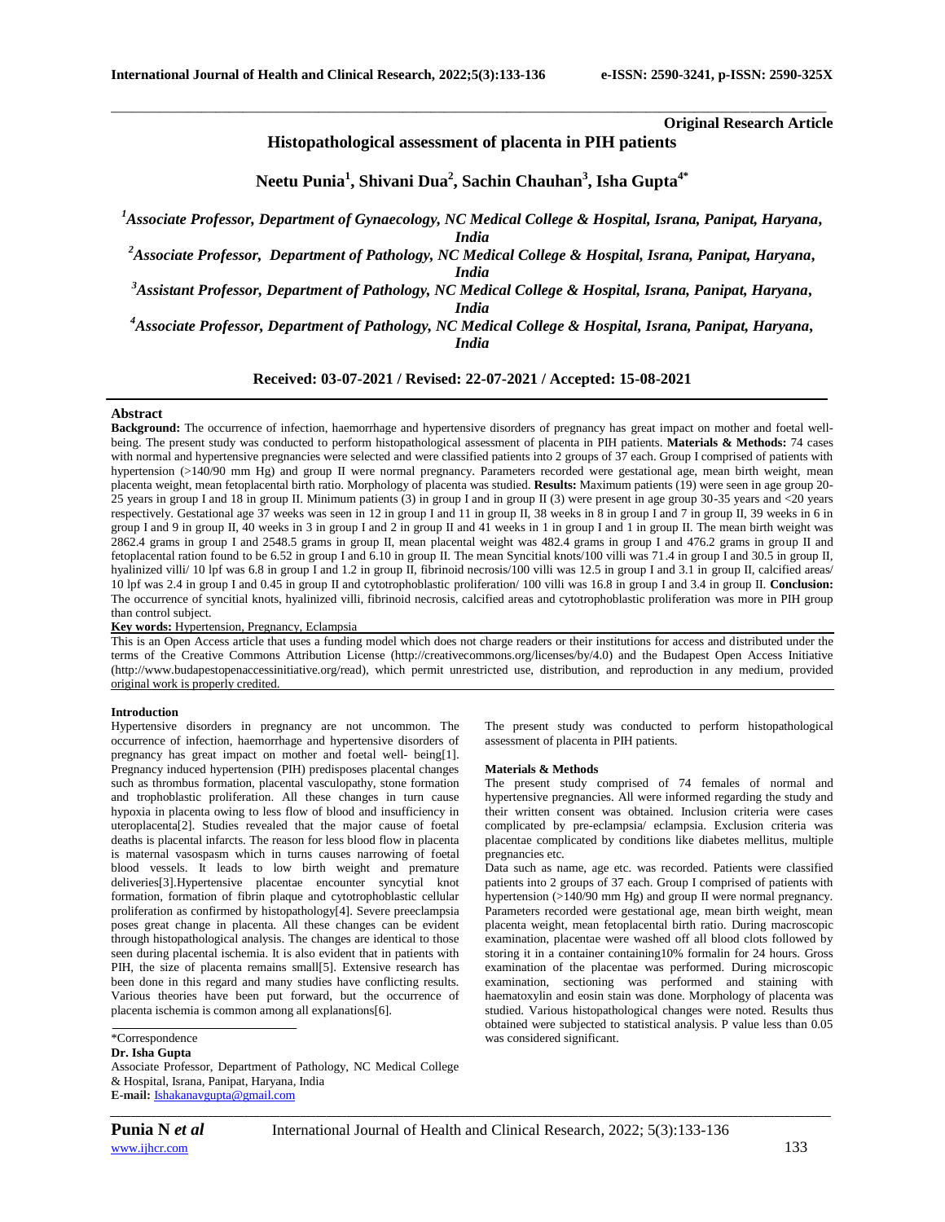**Original Research Article**

# Histopathological assessment of placenta in PIH patients

**Neetu Punia[1], Shivani Dua[2], Sachin Chauhan[3], Isha Gupta[4*]**

*[1]Associate Professor, Department of Gynaecology, NC Medical College & Hospital, Israna, Panipat, Haryana, India*

*[2]Associate Professor, Department of Pathology, NC Medical College & Hospital, Israna, Panipat, Haryana, India*

*[3]Assistant Professor, Department of Pathology, NC Medical College & Hospital, Israna, Panipat, Haryana, India*

*[4]Associate Professor, Department of Pathology, NC Medical College & Hospital, Israna, Panipat, Haryana, India*

**Received: 03-07-2021 / Revised: 22-07-2021 / Accepted: 15-08-2021**

## Abstract

**Background:** The occurrence of infection, haemorrhage and hypertensive disorders of pregnancy has great impact on mother and foetal well-being. The present study was conducted to perform histopathological assessment of placenta in PIH patients. **Materials & Methods:** 74 cases with normal and hypertensive pregnancies were selected and were classified patients into 2 groups of 37 each. Group I comprised of patients with hypertension (>140/90 mm Hg) and group II were normal pregnancy. Parameters recorded were gestational age, mean birth weight, mean placenta weight, mean fetoplacental birth ratio. Morphology of placenta was studied. **Results:** Maximum patients (19) were seen in age group 20-25 years in group I and 18 in group II. Minimum patients (3) in group I and in group II (3) were present in age group 30-35 years and <20 years respectively. Gestational age 37 weeks was seen in 12 in group I and 11 in group II, 38 weeks in 8 in group I and 7 in group II, 39 weeks in 6 in group I and 9 in group II, 40 weeks in 3 in group I and 2 in group II and 41 weeks in 1 in group I and 1 in group II. The mean birth weight was 2862.4 grams in group I and 2548.5 grams in group II, mean placental weight was 482.4 grams in group I and 476.2 grams in group II and fetoplacental ration found to be 6.52 in group I and 6.10 in group II. The mean Syncitial knots/100 villi was 71.4 in group I and 30.5 in group II, hyalinized villi/ 10 lpf was 6.8 in group I and 1.2 in group II, fibrinoid necrosis/100 villi was 12.5 in group I and 3.1 in group II, calcified areas/ 10 lpf was 2.4 in group I and 0.45 in group II and cytotrophoblastic proliferation/ 100 villi was 16.8 in group I and 3.4 in group II. **Conclusion:** The occurrence of syncitial knots, hyalinized villi, fibrinoid necrosis, calcified areas and cytotrophoblastic proliferation was more in PIH group than control subject.

**Key words:** Hypertension, Pregnancy, Eclampsia

This is an Open Access article that uses a funding model which does not charge readers or their institutions for access and distributed under the terms of the Creative Commons Attribution License (http://creativecommons.org/licenses/by/4.0) and the Budapest Open Access Initiative (http://www.budapestopenaccessinitiative.org/read), which permit unrestricted use, distribution, and reproduction in any medium, provided original work is properly credited.

## Introduction

Hypertensive disorders in pregnancy are not uncommon. The occurrence of infection, haemorrhage and hypertensive disorders of pregnancy has great impact on mother and foetal well- being[1]. Pregnancy induced hypertension (PIH) predisposes placental changes such as thrombus formation, placental vasculopathy, stone formation and trophoblastic proliferation. All these changes in turn cause hypoxia in placenta owing to less flow of blood and insufficiency in uteroplacenta[2]. Studies revealed that the major cause of foetal deaths is placental infarcts. The reason for less blood flow in placenta is maternal vasospasm which in turns causes narrowing of foetal blood vessels. It leads to low birth weight and premature deliveries[3].Hypertensive placentae encounter syncytial knot formation, formation of fibrin plaque and cytotrophoblastic cellular proliferation as confirmed by histopathology[4]. Severe preeclampsia poses great change in placenta. All these changes can be evident through histopathological analysis. The changes are identical to those seen during placental ischemia. It is also evident that in patients with PIH, the size of placenta remains small[5]. Extensive research has been done in this regard and many studies have conflicting results. Various theories have been put forward, but the occurrence of placenta ischemia is common among all explanations[6].

The present study was conducted to perform histopathological assessment of placenta in PIH patients.

## Materials & Methods

The present study comprised of 74 females of normal and hypertensive pregnancies. All were informed regarding the study and their written consent was obtained. Inclusion criteria were cases complicated by pre-eclampsia/ eclampsia. Exclusion criteria was placentae complicated by conditions like diabetes mellitus, multiple pregnancies etc.

Data such as name, age etc. was recorded. Patients were classified patients into 2 groups of 37 each. Group I comprised of patients with hypertension (>140/90 mm Hg) and group II were normal pregnancy. Parameters recorded were gestational age, mean birth weight, mean placenta weight, mean fetoplacental birth ratio. During macroscopic examination, placentae were washed off all blood clots followed by storing it in a container containing10% formalin for 24 hours. Gross examination of the placentae was performed. During microscopic examination, sectioning was performed and staining with haematoxylin and eosin stain was done. Morphology of placenta was studied. Various histopathological changes were noted. Results thus obtained were subjected to statistical analysis. P value less than 0.05 was considered significant.

\*Correspondence

**Dr. Isha Gupta**

Associate Professor, Department of Pathology, NC Medical College & Hospital, Israna, Panipat, Haryana, India

**E-mail:** Ishakanavgupta@gmail.com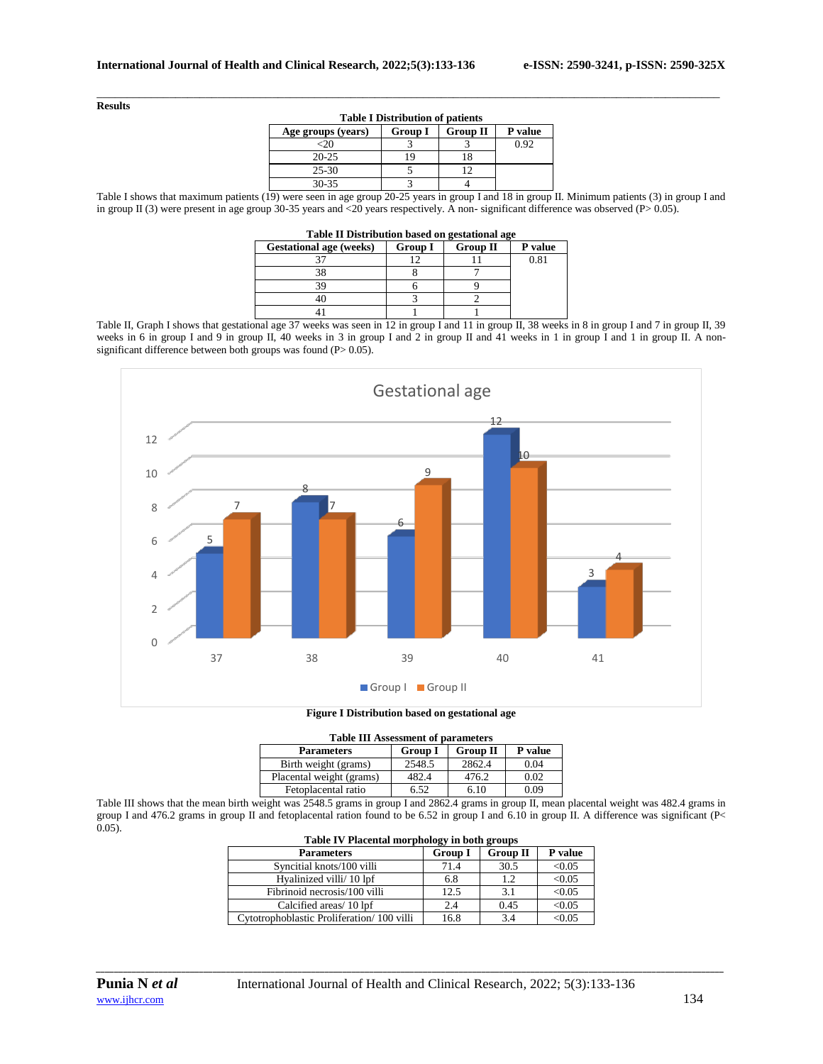## Results

**Table I Distribution of patients**

| Age groups (years) | Group I | Group II | P value |
|---|---|---|---|
| <20 | 3 | 3 | 0.92 |
| 20-25 | 19 | 18 | |
| 25-30 | 5 | 12 | |
| 30-35 | 3 | 4 | |

Table I shows that maximum patients (19) were seen in age group 20-25 years in group I and 18 in group II. Minimum patients (3) in group I and in group II (3) were present in age group 30-35 years and <20 years respectively. A non- significant difference was observed (P> 0.05).

**Table II Distribution based on gestational age**

| Gestational age (weeks) | Group I | Group II | P value |
|---|---|---|---|
| 37 | 12 | 11 | 0.81 |
| 38 | 8 | 7 | |
| 39 | 6 | 9 | |
| 40 | 3 | 2 | |
| 41 | 1 | 1 | |

Table II, Graph I shows that gestational age 37 weeks was seen in 12 in group I and 11 in group II, 38 weeks in 8 in group I and 7 in group II, 39 weeks in 6 in group I and 9 in group II, 40 weeks in 3 in group I and 2 in group II and 41 weeks in 1 in group I and 1 in group II. A non-significant difference between both groups was found (P> 0.05).

Gestational age

12
10
8
6
4
2
0

5 7 8 7 6 9 12 10 3 4

37 38 39 40 41

Group I Group II

**Figure I Distribution based on gestational age**

**Table III Assessment of parameters**

| Parameters | Group I | Group II | P value |
|---|---|---|---|
| Birth weight (grams) | 2548.5 | 2862.4 | 0.04 |
| Placental weight (grams) | 482.4 | 476.2 | 0.02 |
| Fetoplacental ratio | 6.52 | 6.10 | 0.09 |

Table III shows that the mean birth weight was 2548.5 grams in group I and 2862.4 grams in group II, mean placental weight was 482.4 grams in group I and 476.2 grams in group II and fetoplacental ration found to be 6.52 in group I and 6.10 in group II. A difference was significant (P< 0.05).

**Table IV Placental morphology in both groups**

| Parameters | Group I | Group II | P value |
|---|---|---|---|
| Syncitial knots/100 villi | 71.4 | 30.5 | <0.05 |
| Hyalinized villi/ 10 lpf | 6.8 | 1.2 | <0.05 |
| Fibrinoid necrosis/100 villi | 12.5 | 3.1 | <0.05 |
| Calcified areas/ 10 lpf | 2.4 | 0.45 | <0.05 |
| Cytotrophoblastic Proliferation/ 100 villi | 16.8 | 3.4 | <0.05 |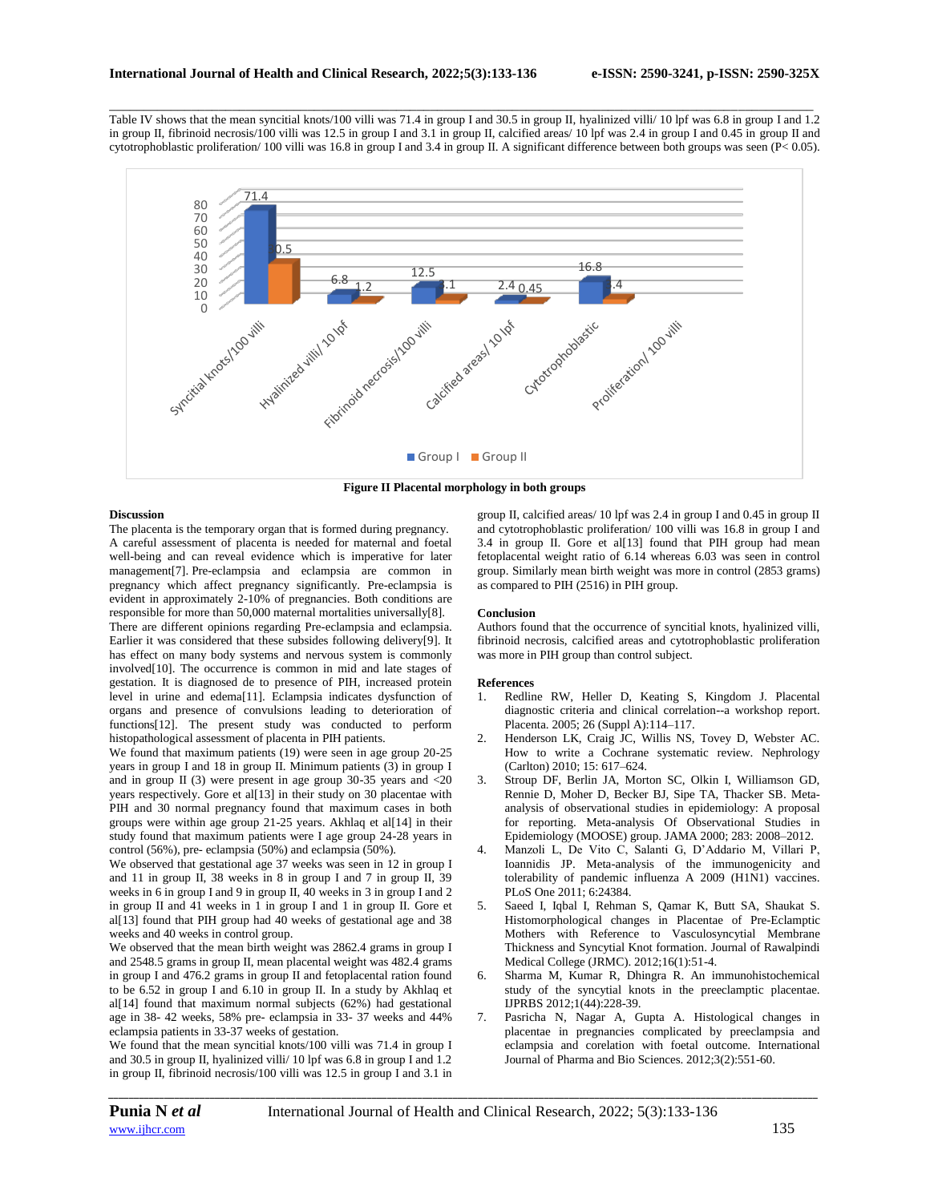Table IV shows that the mean syncitial knots/100 villi was 71.4 in group I and 30.5 in group II, hyalinized villi/ 10 lpf was 6.8 in group I and 1.2 in group II, fibrinoid necrosis/100 villi was 12.5 in group I and 3.1 in group II, calcified areas/ 10 lpf was 2.4 in group I and 0.45 in group II and cytotrophoblastic proliferation/ 100 villi was 16.8 in group I and 3.4 in group II. A significant difference between both groups was seen (P< 0.05).

80
70
60
50
40
30
20
10
0

71.4
30.5
6.8
1.2
12.5
3.1
2.4
0.45
16.8
3.4

Syncitial knots/100 villi
Hyalinized villi/ 10 lpf
Fibrinoid necrosis/100 villi
Calcified areas/ 10 lpf
Cytotrophoblastic
Proliferation/ 100 villi

Group I
Group II

**Figure II Placental morphology in both groups**

## Discussion

The placenta is the temporary organ that is formed during pregnancy. A careful assessment of placenta is needed for maternal and foetal well-being and can reveal evidence which is imperative for later management[7]. Pre-eclampsia and eclampsia are common in pregnancy which affect pregnancy significantly. Pre-eclampsia is evident in approximately 2-10% of pregnancies. Both conditions are responsible for more than 50,000 maternal mortalities universally[8].

There are different opinions regarding Pre-eclampsia and eclampsia. Earlier it was considered that these subsides following delivery[9]. It has effect on many body systems and nervous system is commonly involved[10]. The occurrence is common in mid and late stages of gestation. It is diagnosed de to presence of PIH, increased protein level in urine and edema[11]. Eclampsia indicates dysfunction of organs and presence of convulsions leading to deterioration of functions[12]. The present study was conducted to perform histopathological assessment of placenta in PIH patients.

We found that maximum patients (19) were seen in age group 20-25 years in group I and 18 in group II. Minimum patients (3) in group I and in group II (3) were present in age group 30-35 years and <20 years respectively. Gore et al[13] in their study on 30 placentae with PIH and 30 normal pregnancy found that maximum cases in both groups were within age group 21-25 years. Akhlaq et al[14] in their study found that maximum patients were I age group 24-28 years in control (56%), pre- eclampsia (50%) and eclampsia (50%).

We observed that gestational age 37 weeks was seen in 12 in group I and 11 in group II, 38 weeks in 8 in group I and 7 in group II, 39 weeks in 6 in group I and 9 in group II, 40 weeks in 3 in group I and 2 in group II and 41 weeks in 1 in group I and 1 in group II. Gore et al[13] found that PIH group had 40 weeks of gestational age and 38 weeks and 40 weeks in control group.

We observed that the mean birth weight was 2862.4 grams in group I and 2548.5 grams in group II, mean placental weight was 482.4 grams in group I and 476.2 grams in group II and fetoplacental ration found to be 6.52 in group I and 6.10 in group II. In a study by Akhlaq et al[14] found that maximum normal subjects (62%) had gestational age in 38- 42 weeks, 58% pre- eclampsia in 33- 37 weeks and 44% eclampsia patients in 33-37 weeks of gestation.

We found that the mean syncitial knots/100 villi was 71.4 in group I and 30.5 in group II, hyalinized villi/ 10 lpf was 6.8 in group I and 1.2 in group II, fibrinoid necrosis/100 villi was 12.5 in group I and 3.1 in group II, calcified areas/ 10 lpf was 2.4 in group I and 0.45 in group II and cytotrophoblastic proliferation/ 100 villi was 16.8 in group I and 3.4 in group II. Gore et al[13] found that PIH group had mean fetoplacental weight ratio of 6.14 whereas 6.03 was seen in control group. Similarly mean birth weight was more in control (2853 grams) as compared to PIH (2516) in PIH group.

## Conclusion

Authors found that the occurrence of syncitial knots, hyalinized villi, fibrinoid necrosis, calcified areas and cytotrophoblastic proliferation was more in PIH group than control subject.

## References

1. Redline RW, Heller D, Keating S, Kingdom J. Placental diagnostic criteria and clinical correlation--a workshop report. Placenta. 2005; 26 (Suppl A):114–117.
2. Henderson LK, Craig JC, Willis NS, Tovey D, Webster AC. How to write a Cochrane systematic review. Nephrology (Carlton) 2010; 15: 617–624.
3. Stroup DF, Berlin JA, Morton SC, Olkin I, Williamson GD, Rennie D, Moher D, Becker BJ, Sipe TA, Thacker SB. Meta-analysis of observational studies in epidemiology: A proposal for reporting. Meta-analysis Of Observational Studies in Epidemiology (MOOSE) group. JAMA 2000; 283: 2008–2012.
4. Manzoli L, De Vito C, Salanti G, D'Addario M, Villari P, Ioannidis JP. Meta-analysis of the immunogenicity and tolerability of pandemic influenza A 2009 (H1N1) vaccines. PLoS One 2011; 6:24384.
5. Saeed I, Iqbal I, Rehman S, Qamar K, Butt SA, Shaukat S. Histomorphological changes in Placentae of Pre-Eclamptic Mothers with Reference to Vasculosyncytial Membrane Thickness and Syncytial Knot formation. Journal of Rawalpindi Medical College (JRMC). 2012;16(1):51-4.
6. Sharma M, Kumar R, Dhingra R. An immunohistochemical study of the syncytial knots in the preeclamptic placentae. IJPRBS 2012;1(44):228-39.
7. Pasricha N, Nagar A, Gupta A. Histological changes in placentae in pregnancies complicated by preeclampsia and eclampsia and corelation with foetal outcome. International Journal of Pharma and Bio Sciences. 2012;3(2):551-60.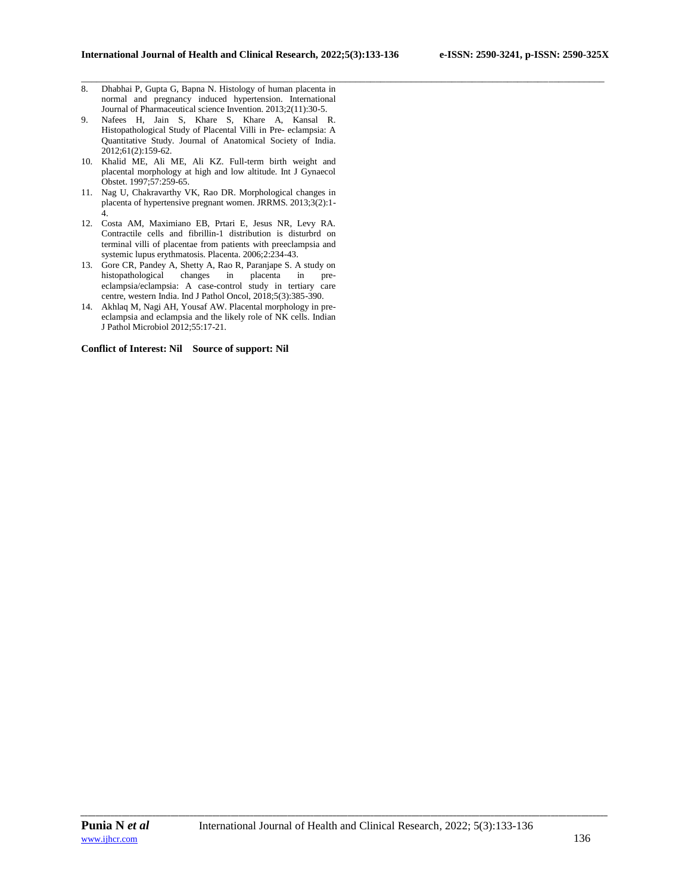8. Dhabhai P, Gupta G, Bapna N. Histology of human placenta in normal and pregnancy induced hypertension. International Journal of Pharmaceutical science Invention. 2013;2(11):30-5.
9. Nafees H, Jain S, Khare S, Khare A, Kansal R. Histopathological Study of Placental Villi in Pre- eclampsia: A Quantitative Study. Journal of Anatomical Society of India. 2012;61(2):159-62.
10. Khalid ME, Ali ME, Ali KZ. Full-term birth weight and placental morphology at high and low altitude. Int J Gynaecol Obstet. 1997;57:259-65.
11. Nag U, Chakravarthy VK, Rao DR. Morphological changes in placenta of hypertensive pregnant women. JRRMS. 2013;3(2):1-4.
12. Costa AM, Maximiano EB, Prtari E, Jesus NR, Levy RA. Contractile cells and fibrillin-1 distribution is disturbrd on terminal villi of placentae from patients with preeclampsia and systemic lupus erythmatosis. Placenta. 2006;2:234-43.
13. Gore CR, Pandey A, Shetty A, Rao R, Paranjape S. A study on histopathological changes in placenta in pre-eclampsia/eclampsia: A case-control study in tertiary care centre, western India. Ind J Pathol Oncol, 2018;5(3):385-390.
14. Akhlaq M, Nagi AH, Yousaf AW. Placental morphology in pre-eclampsia and eclampsia and the likely role of NK cells. Indian J Pathol Microbiol 2012;55:17-21.

**Conflict of Interest: Nil Source of support: Nil**